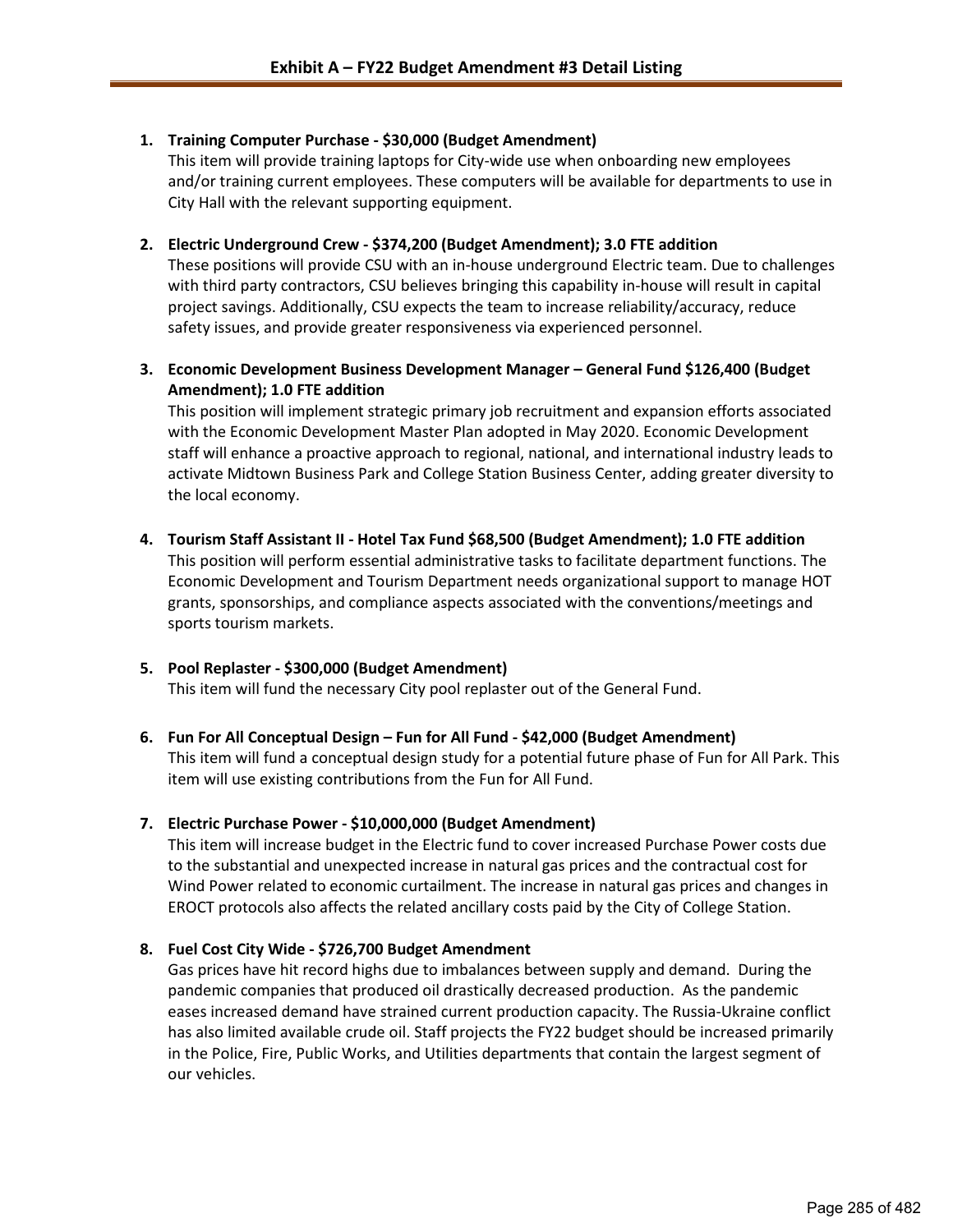# Exhibit A – FY22 Budget Amendment #3 Detail Listing

1. **Training Computer Purchase - $30,000 (Budget Amendment)**
   This item will provide training laptops for City-wide use when onboarding new employees and/or training current employees. These computers will be available for departments to use in City Hall with the relevant supporting equipment.

2. **Electric Underground Crew - $374,200 (Budget Amendment); 3.0 FTE addition**
   These positions will provide CSU with an in-house underground Electric team. Due to challenges with third party contractors, CSU believes bringing this capability in-house will result in capital project savings. Additionally, CSU expects the team to increase reliability/accuracy, reduce safety issues, and provide greater responsiveness via experienced personnel.

3. **Economic Development Business Development Manager – General Fund $126,400 (Budget Amendment); 1.0 FTE addition**
   This position will implement strategic primary job recruitment and expansion efforts associated with the Economic Development Master Plan adopted in May 2020. Economic Development staff will enhance a proactive approach to regional, national, and international industry leads to activate Midtown Business Park and College Station Business Center, adding greater diversity to the local economy.

4. **Tourism Staff Assistant II - Hotel Tax Fund $68,500 (Budget Amendment); 1.0 FTE addition**
   This position will perform essential administrative tasks to facilitate department functions. The Economic Development and Tourism Department needs organizational support to manage HOT grants, sponsorships, and compliance aspects associated with the conventions/meetings and sports tourism markets.

5. **Pool Replaster - $300,000 (Budget Amendment)**
   This item will fund the necessary City pool replaster out of the General Fund.

6. **Fun For All Conceptual Design – Fun for All Fund - $42,000 (Budget Amendment)**
   This item will fund a conceptual design study for a potential future phase of Fun for All Park. This item will use existing contributions from the Fun for All Fund.

7. **Electric Purchase Power - $10,000,000 (Budget Amendment)**
   This item will increase budget in the Electric fund to cover increased Purchase Power costs due to the substantial and unexpected increase in natural gas prices and the contractual cost for Wind Power related to economic curtailment. The increase in natural gas prices and changes in EROCT protocols also affects the related ancillary costs paid by the City of College Station.

8. **Fuel Cost City Wide - $726,700 Budget Amendment**
   Gas prices have hit record highs due to imbalances between supply and demand. During the pandemic companies that produced oil drastically decreased production. As the pandemic eases increased demand have strained current production capacity. The Russia-Ukraine conflict has also limited available crude oil. Staff projects the FY22 budget should be increased primarily in the Police, Fire, Public Works, and Utilities departments that contain the largest segment of our vehicles.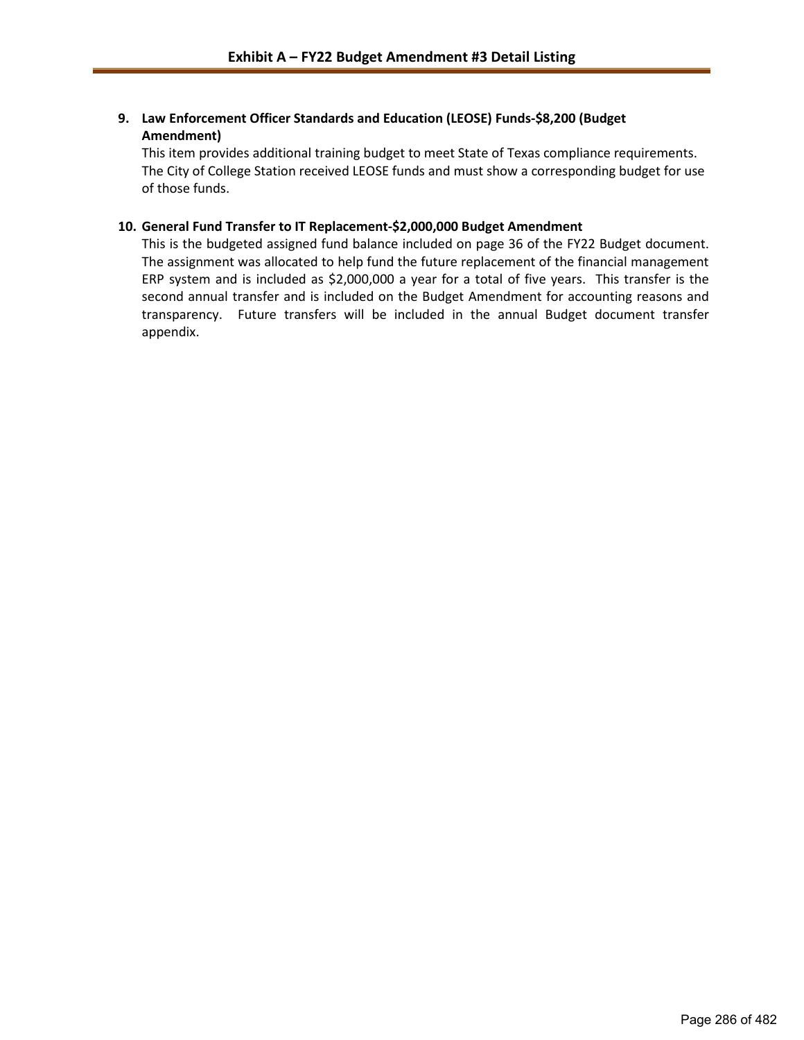# Exhibit A – FY22 Budget Amendment #3 Detail Listing

9. **Law Enforcement Officer Standards and Education (LEOSE) Funds-$8,200 (Budget Amendment)**
   This item provides additional training budget to meet State of Texas compliance requirements. The City of College Station received LEOSE funds and must show a corresponding budget for use of those funds.

10. **General Fund Transfer to IT Replacement-$2,000,000 Budget Amendment**
    This is the budgeted assigned fund balance included on page 36 of the FY22 Budget document. The assignment was allocated to help fund the future replacement of the financial management ERP system and is included as $2,000,000 a year for a total of five years. This transfer is the second annual transfer and is included on the Budget Amendment for accounting reasons and transparency. Future transfers will be included in the annual Budget document transfer appendix.